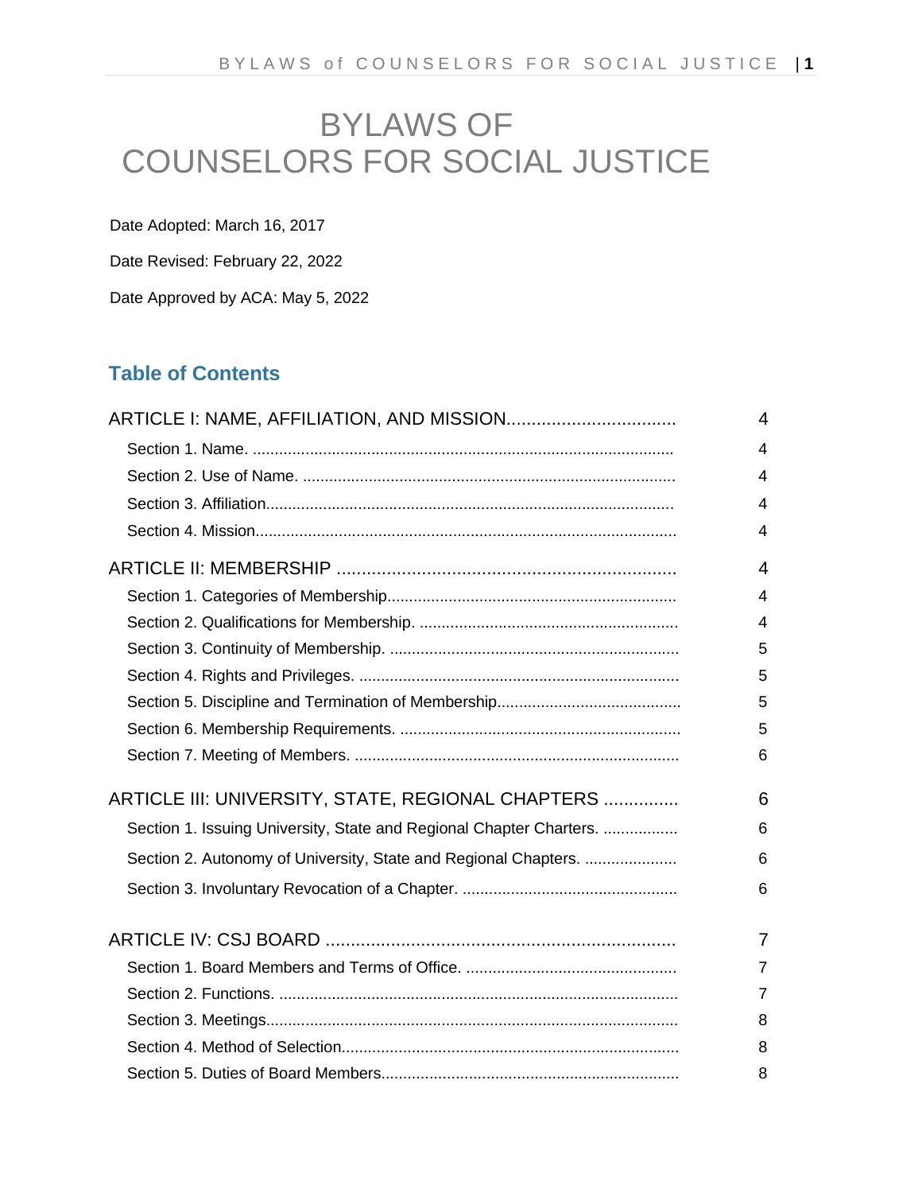# BYLAWS OF COUNSELORS FOR SOCIAL JUSTICE

Date Adopted: March 16, 2017

Date Revised: February 22, 2022

Date Approved by ACA: May 5, 2022

## Table of Contents

| | |
|---|---|
| ARTICLE I: NAME, AFFILIATION, AND MISSION | 4 |
| Section 1. Name. | 4 |
| Section 2. Use of Name. | 4 |
| Section 3. Affiliation | 4 |
| Section 4. Mission | 4 |
| ARTICLE II: MEMBERSHIP | 4 |
| Section 1. Categories of Membership | 4 |
| Section 2. Qualifications for Membership. | 4 |
| Section 3. Continuity of Membership. | 5 |
| Section 4. Rights and Privileges. | 5 |
| Section 5. Discipline and Termination of Membership | 5 |
| Section 6. Membership Requirements. | 5 |
| Section 7. Meeting of Members. | 6 |
| ARTICLE III: UNIVERSITY, STATE, REGIONAL CHAPTERS | 6 |
| Section 1. Issuing University, State and Regional Chapter Charters. | 6 |
| Section 2. Autonomy of University, State and Regional Chapters. | 6 |
| Section 3. Involuntary Revocation of a Chapter. | 6 |
| ARTICLE IV: CSJ BOARD | 7 |
| Section 1. Board Members and Terms of Office. | 7 |
| Section 2. Functions. | 7 |
| Section 3. Meetings | 8 |
| Section 4. Method of Selection | 8 |
| Section 5. Duties of Board Members | 8 |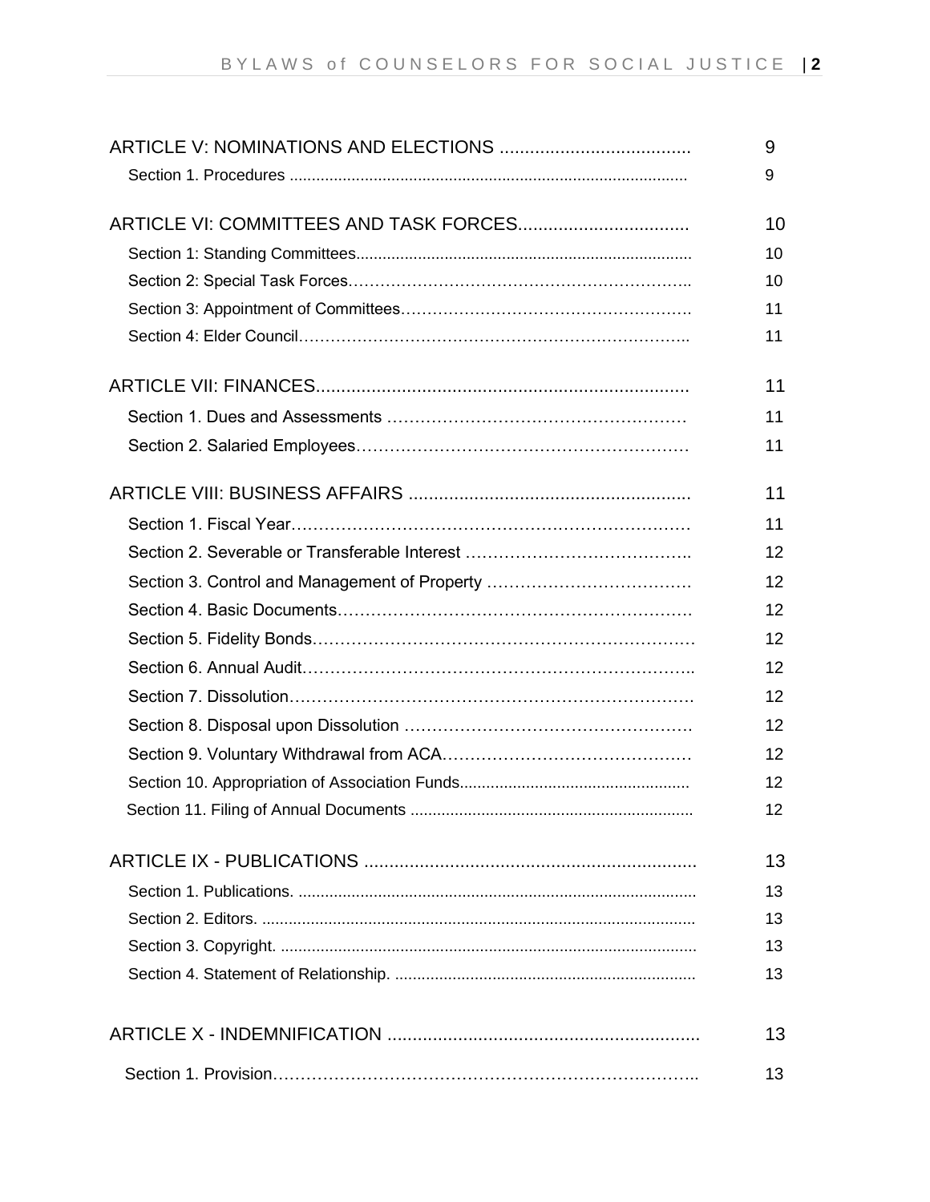| | |
|---|---|
| ARTICLE V: NOMINATIONS AND ELECTIONS | 9 |
| Section 1. Procedures | 9 |
| ARTICLE VI: COMMITTEES AND TASK FORCES | 10 |
| Section 1: Standing Committees | 10 |
| Section 2: Special Task Forces | 10 |
| Section 3: Appointment of Committees | 11 |
| Section 4: Elder Council | 11 |
| ARTICLE VII: FINANCES | 11 |
| Section 1. Dues and Assessments | 11 |
| Section 2. Salaried Employees | 11 |
| ARTICLE VIII: BUSINESS AFFAIRS | 11 |
| Section 1. Fiscal Year | 11 |
| Section 2. Severable or Transferable Interest | 12 |
| Section 3. Control and Management of Property | 12 |
| Section 4. Basic Documents | 12 |
| Section 5. Fidelity Bonds | 12 |
| Section 6. Annual Audit | 12 |
| Section 7. Dissolution | 12 |
| Section 8. Disposal upon Dissolution | 12 |
| Section 9. Voluntary Withdrawal from ACA | 12 |
| Section 10. Appropriation of Association Funds | 12 |
| Section 11. Filing of Annual Documents | 12 |
| ARTICLE IX - PUBLICATIONS | 13 |
| Section 1. Publications. | 13 |
| Section 2. Editors. | 13 |
| Section 3. Copyright. | 13 |
| Section 4. Statement of Relationship. | 13 |
| ARTICLE X - INDEMNIFICATION | 13 |
| Section 1. Provision | 13 |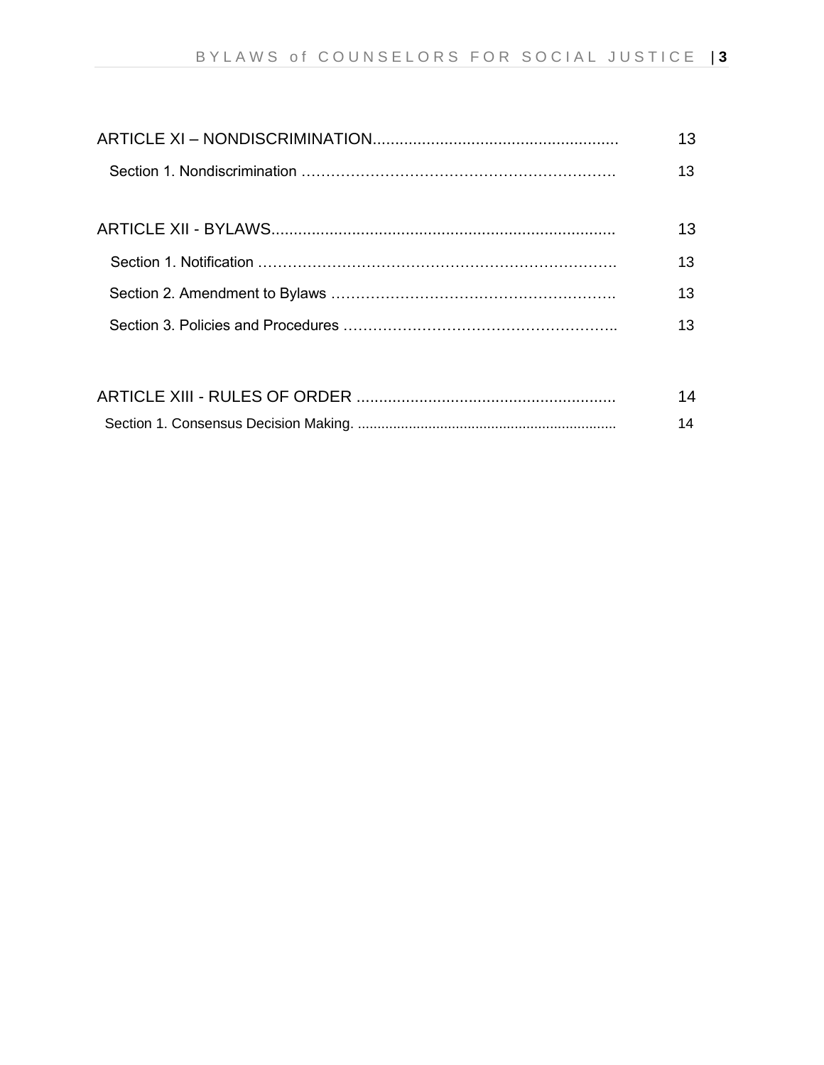ARTICLE XI – NONDISCRIMINATION...................................................... 13

Section 1. Nondiscrimination ………………………………………………………… 13

ARTICLE XII - BYLAWS........................................................................... 13

Section 1. Notification ………………………………………………………………. 13

Section 2. Amendment to Bylaws …………………………………………………. 13

Section 3. Policies and Procedures ……………………………………………….. 13

ARTICLE XIII - RULES OF ORDER ......................................................... 14

Section 1. Consensus Decision Making. .................................................................. 14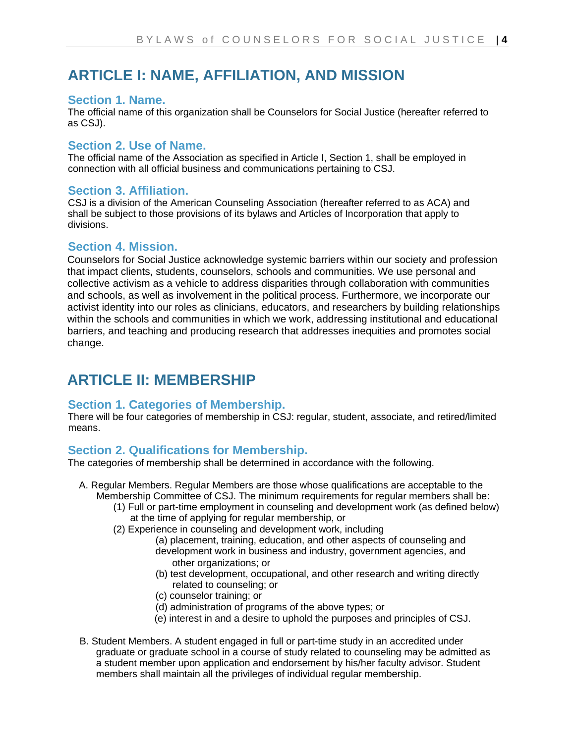# ARTICLE I: NAME, AFFILIATION, AND MISSION

## Section 1. Name.

The official name of this organization shall be Counselors for Social Justice (hereafter referred to as CSJ).

## Section 2. Use of Name.

The official name of the Association as specified in Article I, Section 1, shall be employed in connection with all official business and communications pertaining to CSJ.

## Section 3. Affiliation.

CSJ is a division of the American Counseling Association (hereafter referred to as ACA) and shall be subject to those provisions of its bylaws and Articles of Incorporation that apply to divisions.

## Section 4. Mission.

Counselors for Social Justice acknowledge systemic barriers within our society and profession that impact clients, students, counselors, schools and communities. We use personal and collective activism as a vehicle to address disparities through collaboration with communities and schools, as well as involvement in the political process. Furthermore, we incorporate our activist identity into our roles as clinicians, educators, and researchers by building relationships within the schools and communities in which we work, addressing institutional and educational barriers, and teaching and producing research that addresses inequities and promotes social change.

# ARTICLE II: MEMBERSHIP

## Section 1. Categories of Membership.

There will be four categories of membership in CSJ: regular, student, associate, and retired/limited means.

## Section 2. Qualifications for Membership.

The categories of membership shall be determined in accordance with the following.

A. Regular Members. Regular Members are those whose qualifications are acceptable to the Membership Committee of CSJ. The minimum requirements for regular members shall be:
   - (1) Full or part-time employment in counseling and development work (as defined below) at the time of applying for regular membership, or
   - (2) Experience in counseling and development work, including
     - (a) placement, training, education, and other aspects of counseling and development work in business and industry, government agencies, and other organizations; or
     - (b) test development, occupational, and other research and writing directly related to counseling; or
     - (c) counselor training; or
     - (d) administration of programs of the above types; or
     - (e) interest in and a desire to uphold the purposes and principles of CSJ.

B. Student Members. A student engaged in full or part-time study in an accredited under graduate or graduate school in a course of study related to counseling may be admitted as a student member upon application and endorsement by his/her faculty advisor. Student members shall maintain all the privileges of individual regular membership.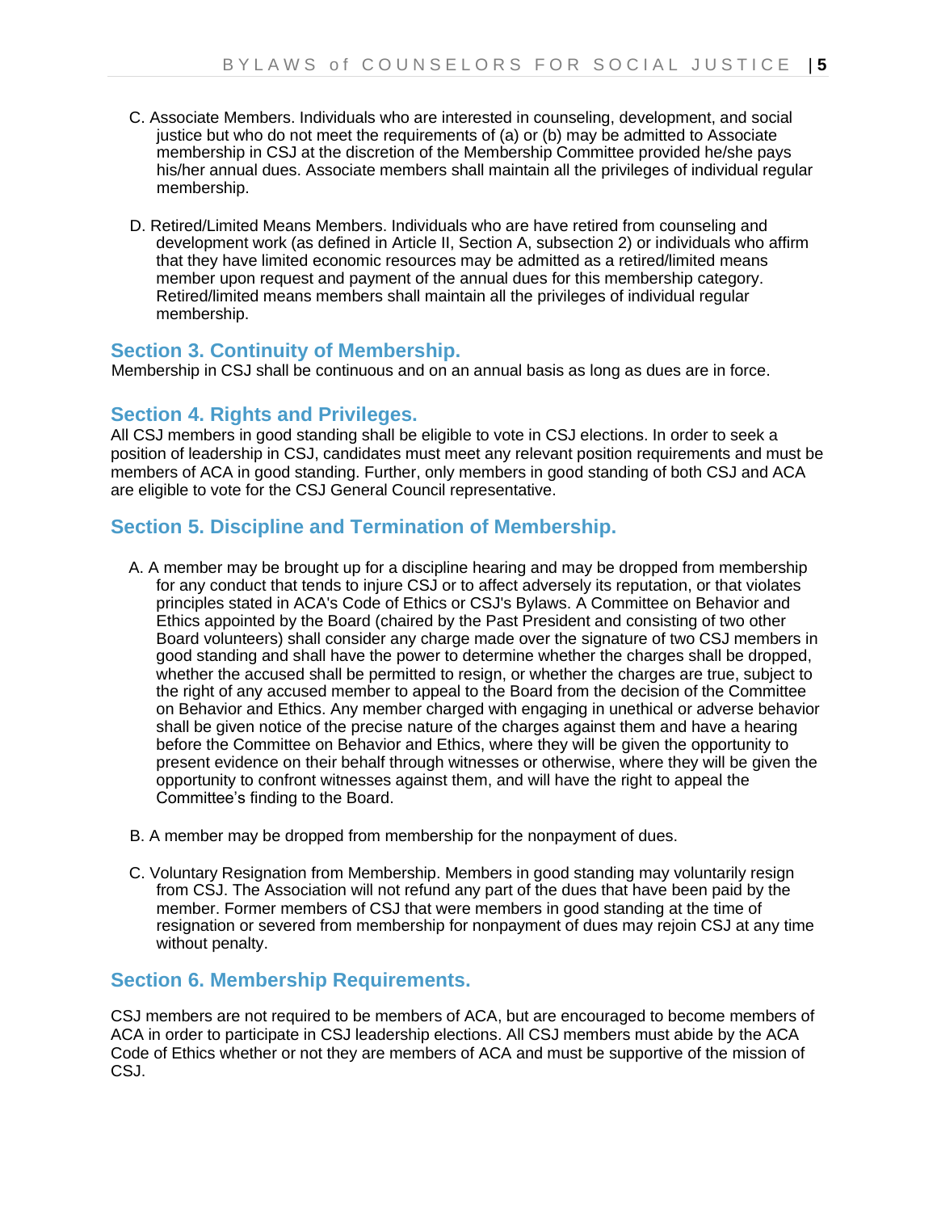C. Associate Members. Individuals who are interested in counseling, development, and social justice but who do not meet the requirements of (a) or (b) may be admitted to Associate membership in CSJ at the discretion of the Membership Committee provided he/she pays his/her annual dues. Associate members shall maintain all the privileges of individual regular membership.

D. Retired/Limited Means Members. Individuals who are have retired from counseling and development work (as defined in Article II, Section A, subsection 2) or individuals who affirm that they have limited economic resources may be admitted as a retired/limited means member upon request and payment of the annual dues for this membership category. Retired/limited means members shall maintain all the privileges of individual regular membership.

## Section 3. Continuity of Membership.

Membership in CSJ shall be continuous and on an annual basis as long as dues are in force.

## Section 4. Rights and Privileges.

All CSJ members in good standing shall be eligible to vote in CSJ elections. In order to seek a position of leadership in CSJ, candidates must meet any relevant position requirements and must be members of ACA in good standing. Further, only members in good standing of both CSJ and ACA are eligible to vote for the CSJ General Council representative.

## Section 5. Discipline and Termination of Membership.

A. A member may be brought up for a discipline hearing and may be dropped from membership for any conduct that tends to injure CSJ or to affect adversely its reputation, or that violates principles stated in ACA's Code of Ethics or CSJ's Bylaws. A Committee on Behavior and Ethics appointed by the Board (chaired by the Past President and consisting of two other Board volunteers) shall consider any charge made over the signature of two CSJ members in good standing and shall have the power to determine whether the charges shall be dropped, whether the accused shall be permitted to resign, or whether the charges are true, subject to the right of any accused member to appeal to the Board from the decision of the Committee on Behavior and Ethics. Any member charged with engaging in unethical or adverse behavior shall be given notice of the precise nature of the charges against them and have a hearing before the Committee on Behavior and Ethics, where they will be given the opportunity to present evidence on their behalf through witnesses or otherwise, where they will be given the opportunity to confront witnesses against them, and will have the right to appeal the Committee's finding to the Board.

B. A member may be dropped from membership for the nonpayment of dues.

C. Voluntary Resignation from Membership. Members in good standing may voluntarily resign from CSJ. The Association will not refund any part of the dues that have been paid by the member. Former members of CSJ that were members in good standing at the time of resignation or severed from membership for nonpayment of dues may rejoin CSJ at any time without penalty.

## Section 6. Membership Requirements.

CSJ members are not required to be members of ACA, but are encouraged to become members of ACA in order to participate in CSJ leadership elections. All CSJ members must abide by the ACA Code of Ethics whether or not they are members of ACA and must be supportive of the mission of CSJ.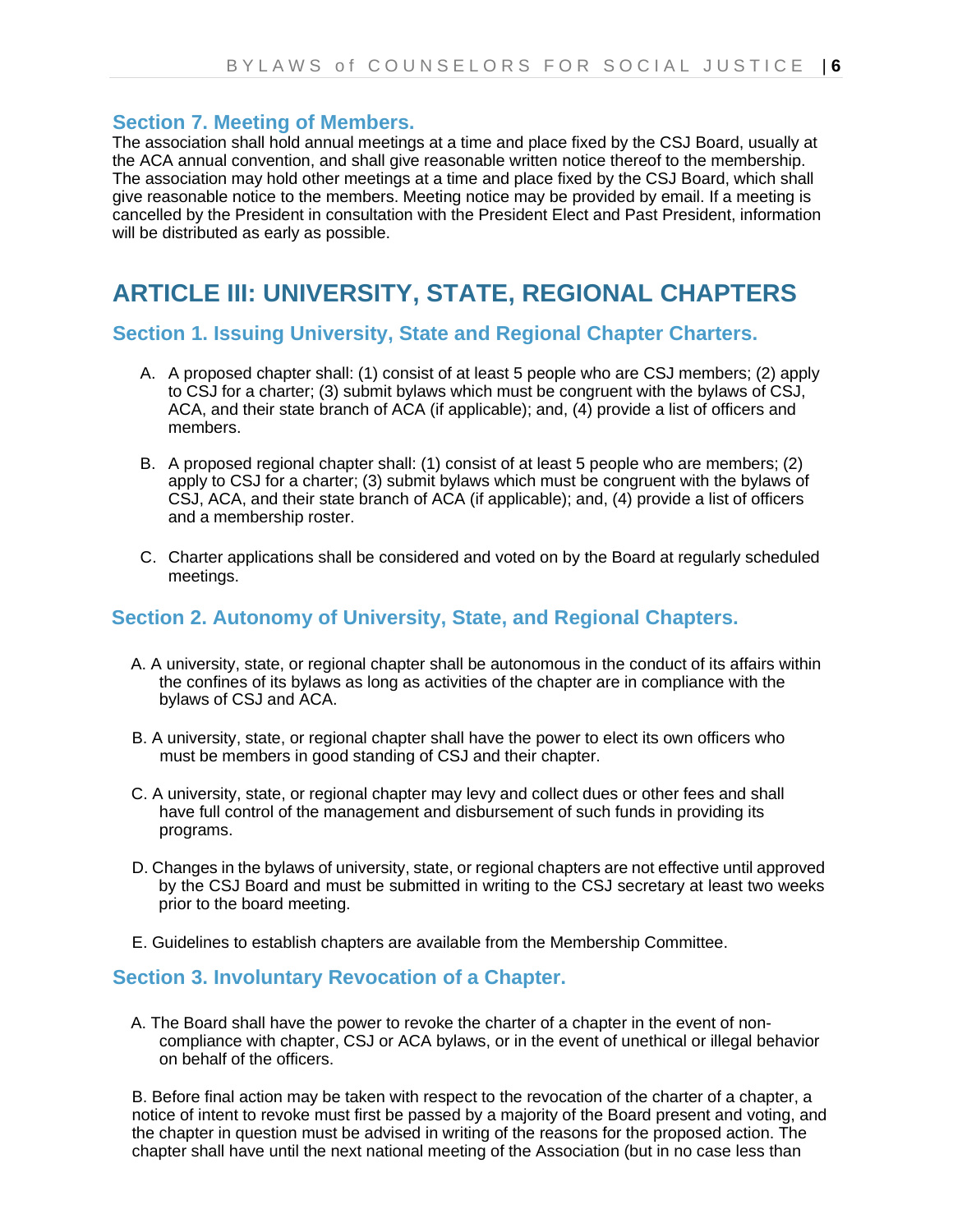### Section 7. Meeting of Members.

The association shall hold annual meetings at a time and place fixed by the CSJ Board, usually at the ACA annual convention, and shall give reasonable written notice thereof to the membership. The association may hold other meetings at a time and place fixed by the CSJ Board, which shall give reasonable notice to the members. Meeting notice may be provided by email. If a meeting is cancelled by the President in consultation with the President Elect and Past President, information will be distributed as early as possible.

## ARTICLE III: UNIVERSITY, STATE, REGIONAL CHAPTERS

### Section 1. Issuing University, State and Regional Chapter Charters.

A. A proposed chapter shall: (1) consist of at least 5 people who are CSJ members; (2) apply to CSJ for a charter; (3) submit bylaws which must be congruent with the bylaws of CSJ, ACA, and their state branch of ACA (if applicable); and, (4) provide a list of officers and members.

B. A proposed regional chapter shall: (1) consist of at least 5 people who are members; (2) apply to CSJ for a charter; (3) submit bylaws which must be congruent with the bylaws of CSJ, ACA, and their state branch of ACA (if applicable); and, (4) provide a list of officers and a membership roster.

C. Charter applications shall be considered and voted on by the Board at regularly scheduled meetings.

### Section 2. Autonomy of University, State, and Regional Chapters.

A. A university, state, or regional chapter shall be autonomous in the conduct of its affairs within the confines of its bylaws as long as activities of the chapter are in compliance with the bylaws of CSJ and ACA.

B. A university, state, or regional chapter shall have the power to elect its own officers who must be members in good standing of CSJ and their chapter.

C. A university, state, or regional chapter may levy and collect dues or other fees and shall have full control of the management and disbursement of such funds in providing its programs.

D. Changes in the bylaws of university, state, or regional chapters are not effective until approved by the CSJ Board and must be submitted in writing to the CSJ secretary at least two weeks prior to the board meeting.

E. Guidelines to establish chapters are available from the Membership Committee.

### Section 3. Involuntary Revocation of a Chapter.

A. The Board shall have the power to revoke the charter of a chapter in the event of non-compliance with chapter, CSJ or ACA bylaws, or in the event of unethical or illegal behavior on behalf of the officers.

B. Before final action may be taken with respect to the revocation of the charter of a chapter, a notice of intent to revoke must first be passed by a majority of the Board present and voting, and the chapter in question must be advised in writing of the reasons for the proposed action. The chapter shall have until the next national meeting of the Association (but in no case less than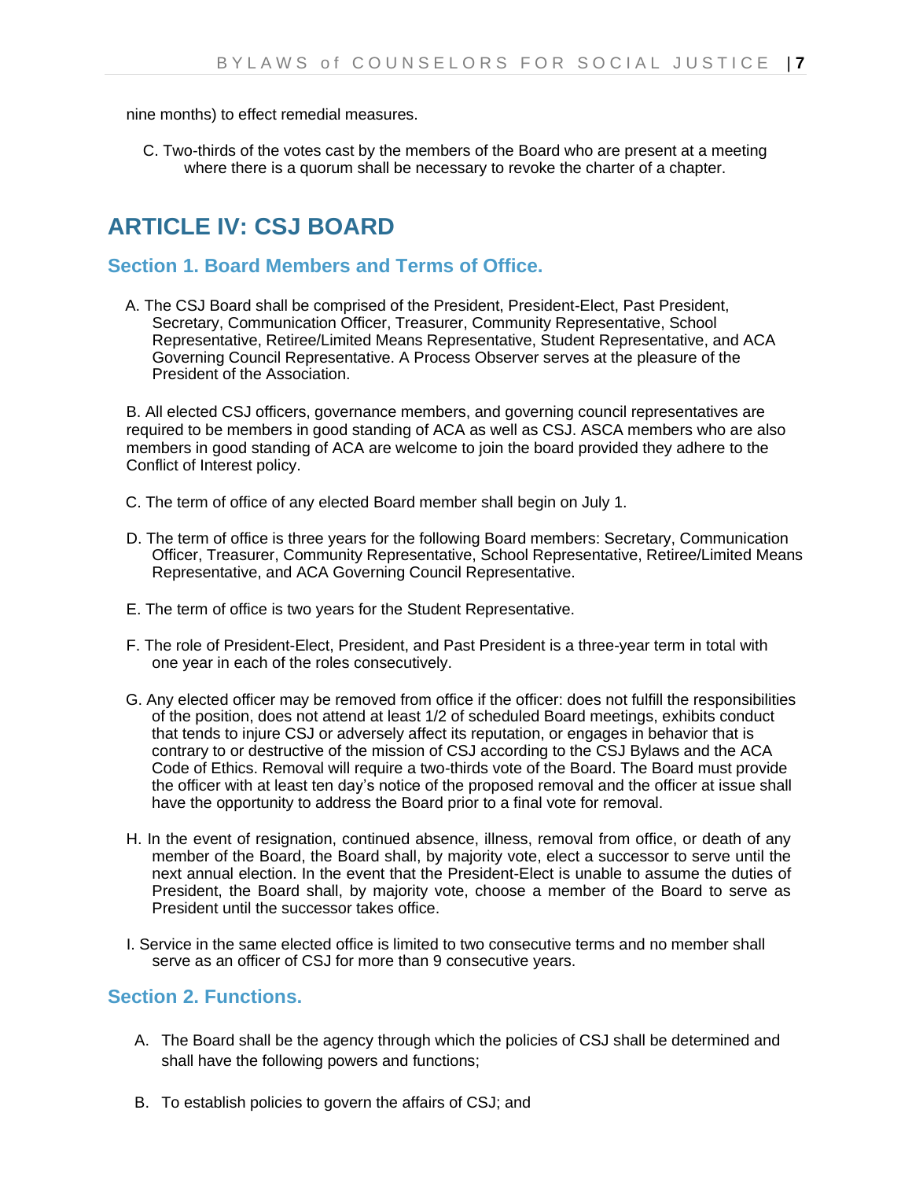nine months) to effect remedial measures.

C. Two-thirds of the votes cast by the members of the Board who are present at a meeting where there is a quorum shall be necessary to revoke the charter of a chapter.

# ARTICLE IV: CSJ BOARD

## Section 1. Board Members and Terms of Office.

A. The CSJ Board shall be comprised of the President, President-Elect, Past President, Secretary, Communication Officer, Treasurer, Community Representative, School Representative, Retiree/Limited Means Representative, Student Representative, and ACA Governing Council Representative. A Process Observer serves at the pleasure of the President of the Association.

B. All elected CSJ officers, governance members, and governing council representatives are required to be members in good standing of ACA as well as CSJ. ASCA members who are also members in good standing of ACA are welcome to join the board provided they adhere to the Conflict of Interest policy.

C. The term of office of any elected Board member shall begin on July 1.

D. The term of office is three years for the following Board members: Secretary, Communication Officer, Treasurer, Community Representative, School Representative, Retiree/Limited Means Representative, and ACA Governing Council Representative.

E. The term of office is two years for the Student Representative.

F. The role of President-Elect, President, and Past President is a three-year term in total with one year in each of the roles consecutively.

G. Any elected officer may be removed from office if the officer: does not fulfill the responsibilities of the position, does not attend at least 1/2 of scheduled Board meetings, exhibits conduct that tends to injure CSJ or adversely affect its reputation, or engages in behavior that is contrary to or destructive of the mission of CSJ according to the CSJ Bylaws and the ACA Code of Ethics. Removal will require a two-thirds vote of the Board. The Board must provide the officer with at least ten day's notice of the proposed removal and the officer at issue shall have the opportunity to address the Board prior to a final vote for removal.

H. In the event of resignation, continued absence, illness, removal from office, or death of any member of the Board, the Board shall, by majority vote, elect a successor to serve until the next annual election. In the event that the President-Elect is unable to assume the duties of President, the Board shall, by majority vote, choose a member of the Board to serve as President until the successor takes office.

I. Service in the same elected office is limited to two consecutive terms and no member shall serve as an officer of CSJ for more than 9 consecutive years.

## Section 2. Functions.

A. The Board shall be the agency through which the policies of CSJ shall be determined and shall have the following powers and functions;

B. To establish policies to govern the affairs of CSJ; and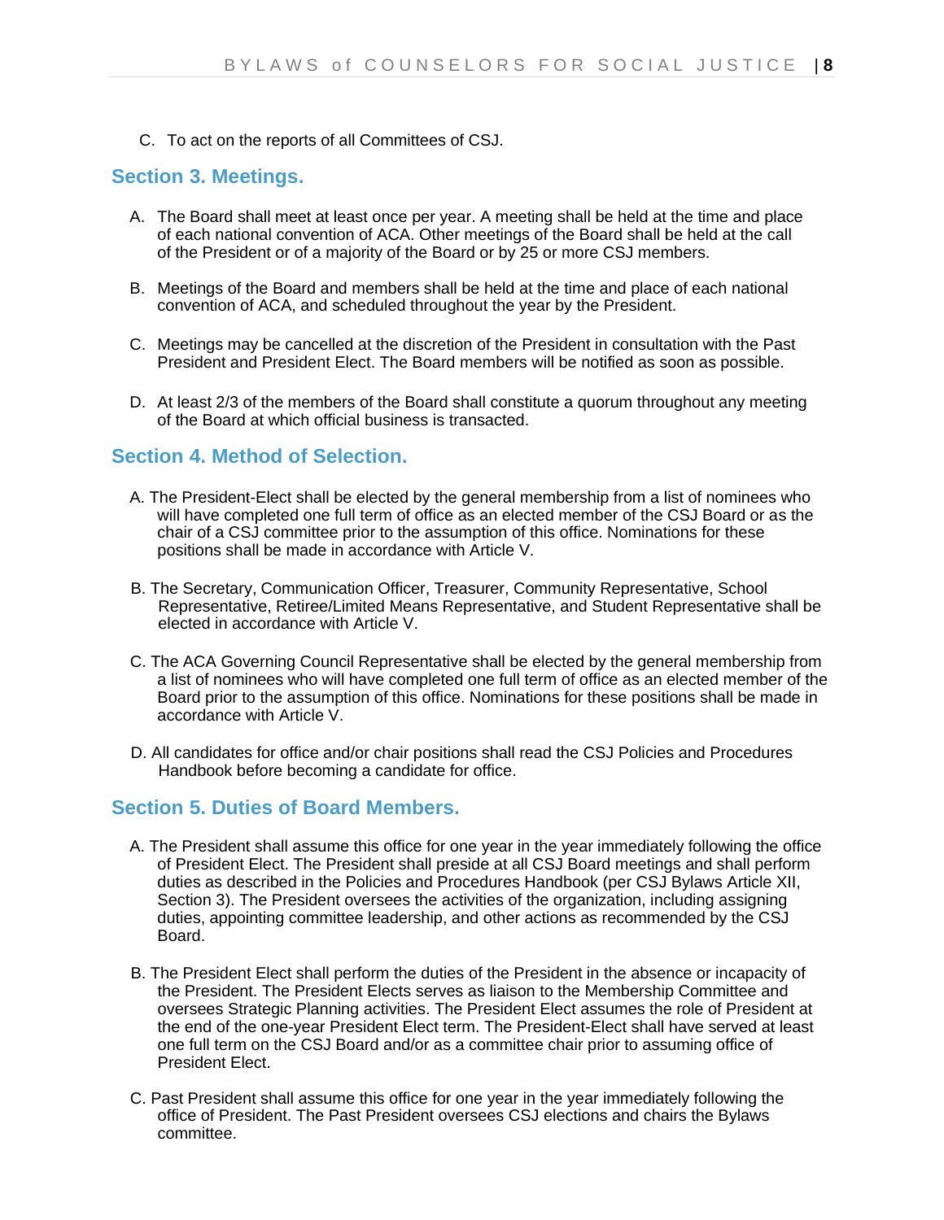C. To act on the reports of all Committees of CSJ.

## Section 3. Meetings.

A. The Board shall meet at least once per year. A meeting shall be held at the time and place of each national convention of ACA. Other meetings of the Board shall be held at the call of the President or of a majority of the Board or by 25 or more CSJ members.

B. Meetings of the Board and members shall be held at the time and place of each national convention of ACA, and scheduled throughout the year by the President.

C. Meetings may be cancelled at the discretion of the President in consultation with the Past President and President Elect. The Board members will be notified as soon as possible.

D. At least 2/3 of the members of the Board shall constitute a quorum throughout any meeting of the Board at which official business is transacted.

## Section 4. Method of Selection.

A. The President-Elect shall be elected by the general membership from a list of nominees who will have completed one full term of office as an elected member of the CSJ Board or as the chair of a CSJ committee prior to the assumption of this office. Nominations for these positions shall be made in accordance with Article V.

B. The Secretary, Communication Officer, Treasurer, Community Representative, School Representative, Retiree/Limited Means Representative, and Student Representative shall be elected in accordance with Article V.

C. The ACA Governing Council Representative shall be elected by the general membership from a list of nominees who will have completed one full term of office as an elected member of the Board prior to the assumption of this office. Nominations for these positions shall be made in accordance with Article V.

D. All candidates for office and/or chair positions shall read the CSJ Policies and Procedures Handbook before becoming a candidate for office.

## Section 5. Duties of Board Members.

A. The President shall assume this office for one year in the year immediately following the office of President Elect. The President shall preside at all CSJ Board meetings and shall perform duties as described in the Policies and Procedures Handbook (per CSJ Bylaws Article XII, Section 3). The President oversees the activities of the organization, including assigning duties, appointing committee leadership, and other actions as recommended by the CSJ Board.

B. The President Elect shall perform the duties of the President in the absence or incapacity of the President. The President Elects serves as liaison to the Membership Committee and oversees Strategic Planning activities. The President Elect assumes the role of President at the end of the one-year President Elect term. The President-Elect shall have served at least one full term on the CSJ Board and/or as a committee chair prior to assuming office of President Elect.

C. Past President shall assume this office for one year in the year immediately following the office of President. The Past President oversees CSJ elections and chairs the Bylaws committee.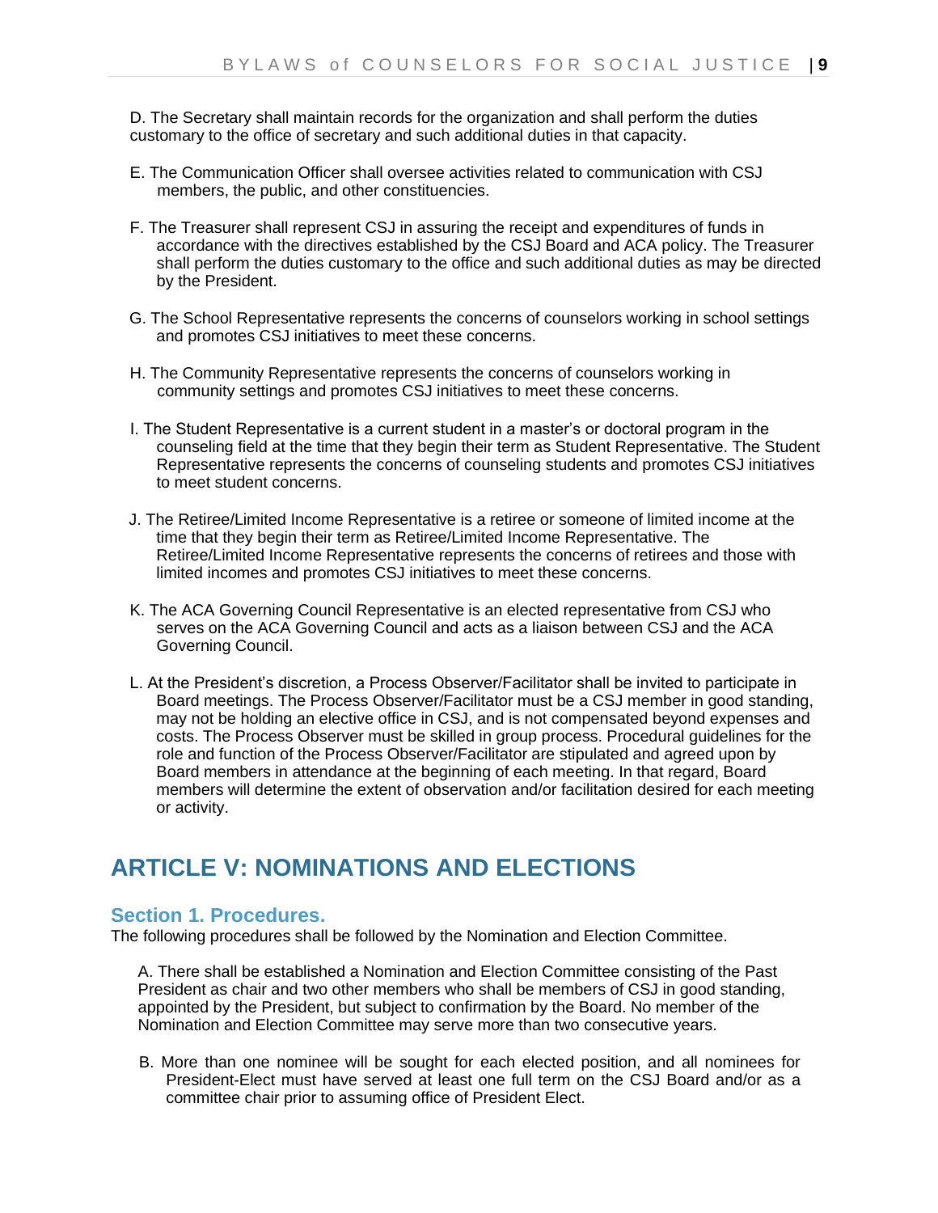D. The Secretary shall maintain records for the organization and shall perform the duties customary to the office of secretary and such additional duties in that capacity.

E. The Communication Officer shall oversee activities related to communication with CSJ members, the public, and other constituencies.

F. The Treasurer shall represent CSJ in assuring the receipt and expenditures of funds in accordance with the directives established by the CSJ Board and ACA policy. The Treasurer shall perform the duties customary to the office and such additional duties as may be directed by the President.

G. The School Representative represents the concerns of counselors working in school settings and promotes CSJ initiatives to meet these concerns.

H. The Community Representative represents the concerns of counselors working in community settings and promotes CSJ initiatives to meet these concerns.

I. The Student Representative is a current student in a master's or doctoral program in the counseling field at the time that they begin their term as Student Representative. The Student Representative represents the concerns of counseling students and promotes CSJ initiatives to meet student concerns.

J. The Retiree/Limited Income Representative is a retiree or someone of limited income at the time that they begin their term as Retiree/Limited Income Representative. The Retiree/Limited Income Representative represents the concerns of retirees and those with limited incomes and promotes CSJ initiatives to meet these concerns.

K. The ACA Governing Council Representative is an elected representative from CSJ who serves on the ACA Governing Council and acts as a liaison between CSJ and the ACA Governing Council.

L. At the President's discretion, a Process Observer/Facilitator shall be invited to participate in Board meetings. The Process Observer/Facilitator must be a CSJ member in good standing, may not be holding an elective office in CSJ, and is not compensated beyond expenses and costs. The Process Observer must be skilled in group process. Procedural guidelines for the role and function of the Process Observer/Facilitator are stipulated and agreed upon by Board members in attendance at the beginning of each meeting. In that regard, Board members will determine the extent of observation and/or facilitation desired for each meeting or activity.

# ARTICLE V: NOMINATIONS AND ELECTIONS

## Section 1. Procedures.

The following procedures shall be followed by the Nomination and Election Committee.

A. There shall be established a Nomination and Election Committee consisting of the Past President as chair and two other members who shall be members of CSJ in good standing, appointed by the President, but subject to confirmation by the Board. No member of the Nomination and Election Committee may serve more than two consecutive years.

B. More than one nominee will be sought for each elected position, and all nominees for President-Elect must have served at least one full term on the CSJ Board and/or as a committee chair prior to assuming office of President Elect.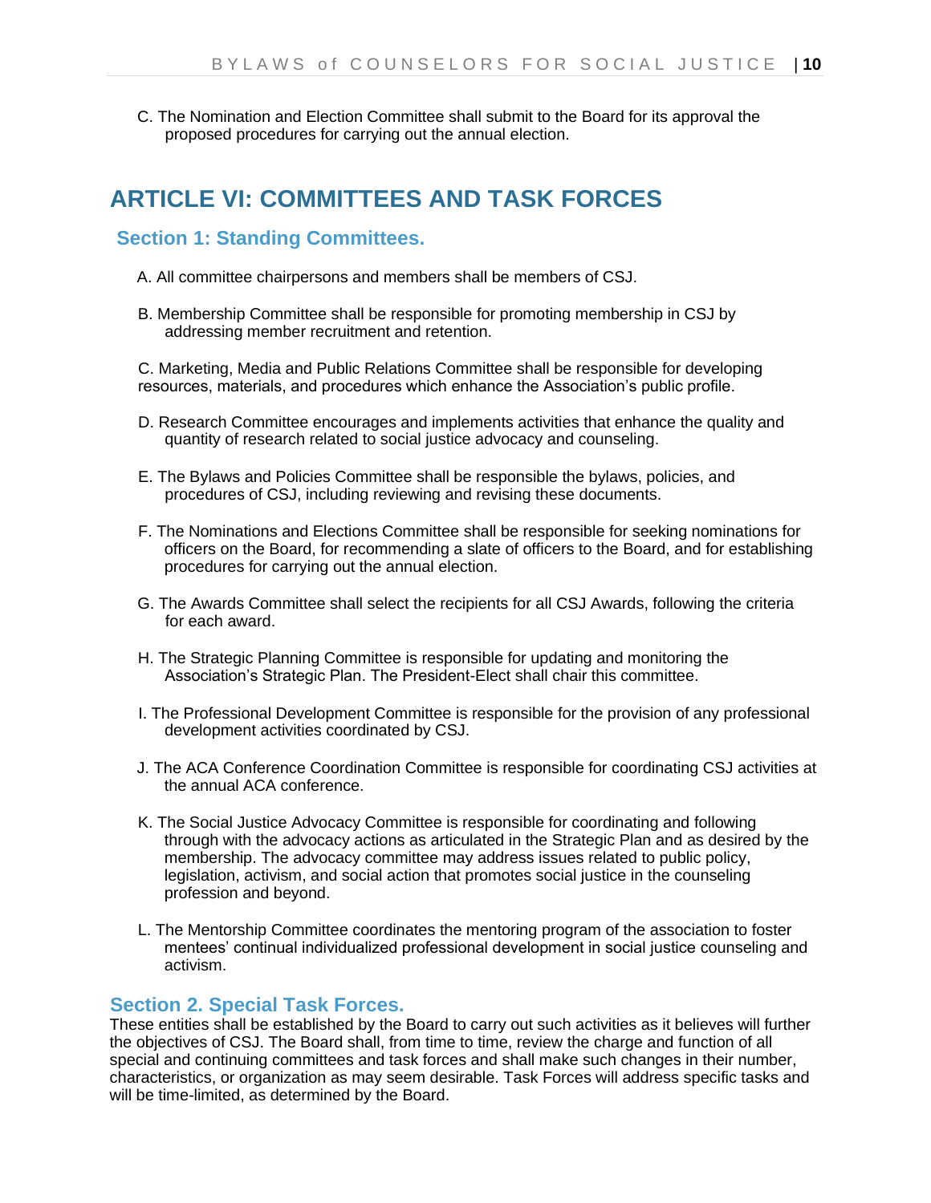C. The Nomination and Election Committee shall submit to the Board for its approval the proposed procedures for carrying out the annual election.

# ARTICLE VI: COMMITTEES AND TASK FORCES

## Section 1: Standing Committees.

A. All committee chairpersons and members shall be members of CSJ.

B. Membership Committee shall be responsible for promoting membership in CSJ by addressing member recruitment and retention.

C. Marketing, Media and Public Relations Committee shall be responsible for developing resources, materials, and procedures which enhance the Association's public profile.

D. Research Committee encourages and implements activities that enhance the quality and quantity of research related to social justice advocacy and counseling.

E. The Bylaws and Policies Committee shall be responsible the bylaws, policies, and procedures of CSJ, including reviewing and revising these documents.

F. The Nominations and Elections Committee shall be responsible for seeking nominations for officers on the Board, for recommending a slate of officers to the Board, and for establishing procedures for carrying out the annual election.

G. The Awards Committee shall select the recipients for all CSJ Awards, following the criteria for each award.

H. The Strategic Planning Committee is responsible for updating and monitoring the Association's Strategic Plan. The President-Elect shall chair this committee.

I. The Professional Development Committee is responsible for the provision of any professional development activities coordinated by CSJ.

J. The ACA Conference Coordination Committee is responsible for coordinating CSJ activities at the annual ACA conference.

K. The Social Justice Advocacy Committee is responsible for coordinating and following through with the advocacy actions as articulated in the Strategic Plan and as desired by the membership. The advocacy committee may address issues related to public policy, legislation, activism, and social action that promotes social justice in the counseling profession and beyond.

L. The Mentorship Committee coordinates the mentoring program of the association to foster mentees' continual individualized professional development in social justice counseling and activism.

## Section 2. Special Task Forces.

These entities shall be established by the Board to carry out such activities as it believes will further the objectives of CSJ. The Board shall, from time to time, review the charge and function of all special and continuing committees and task forces and shall make such changes in their number, characteristics, or organization as may seem desirable. Task Forces will address specific tasks and will be time-limited, as determined by the Board.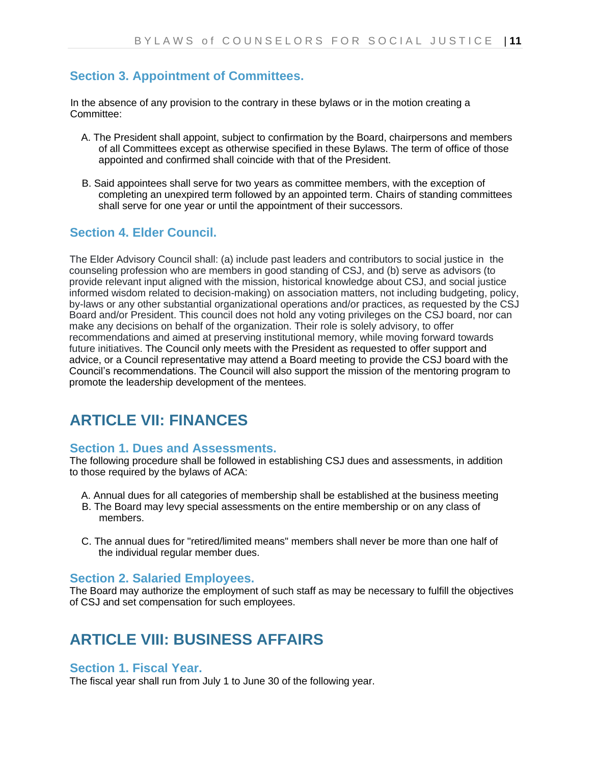### Section 3. Appointment of Committees.

In the absence of any provision to the contrary in these bylaws or in the motion creating a Committee:

A. The President shall appoint, subject to confirmation by the Board, chairpersons and members of all Committees except as otherwise specified in these Bylaws. The term of office of those appointed and confirmed shall coincide with that of the President.

B. Said appointees shall serve for two years as committee members, with the exception of completing an unexpired term followed by an appointed term. Chairs of standing committees shall serve for one year or until the appointment of their successors.

### Section 4. Elder Council.

The Elder Advisory Council shall: (a) include past leaders and contributors to social justice in the counseling profession who are members in good standing of CSJ, and (b) serve as advisors (to provide relevant input aligned with the mission, historical knowledge about CSJ, and social justice informed wisdom related to decision-making) on association matters, not including budgeting, policy, by-laws or any other substantial organizational operations and/or practices, as requested by the CSJ Board and/or President. This council does not hold any voting privileges on the CSJ board, nor can make any decisions on behalf of the organization. Their role is solely advisory, to offer recommendations and aimed at preserving institutional memory, while moving forward towards future initiatives. The Council only meets with the President as requested to offer support and advice, or a Council representative may attend a Board meeting to provide the CSJ board with the Council's recommendations. The Council will also support the mission of the mentoring program to promote the leadership development of the mentees.

## ARTICLE VII: FINANCES

### Section 1. Dues and Assessments.

The following procedure shall be followed in establishing CSJ dues and assessments, in addition to those required by the bylaws of ACA:

A. Annual dues for all categories of membership shall be established at the business meeting
B. The Board may levy special assessments on the entire membership or on any class of members.

C. The annual dues for "retired/limited means" members shall never be more than one half of the individual regular member dues.

### Section 2. Salaried Employees.

The Board may authorize the employment of such staff as may be necessary to fulfill the objectives of CSJ and set compensation for such employees.

## ARTICLE VIII: BUSINESS AFFAIRS

### Section 1. Fiscal Year.

The fiscal year shall run from July 1 to June 30 of the following year.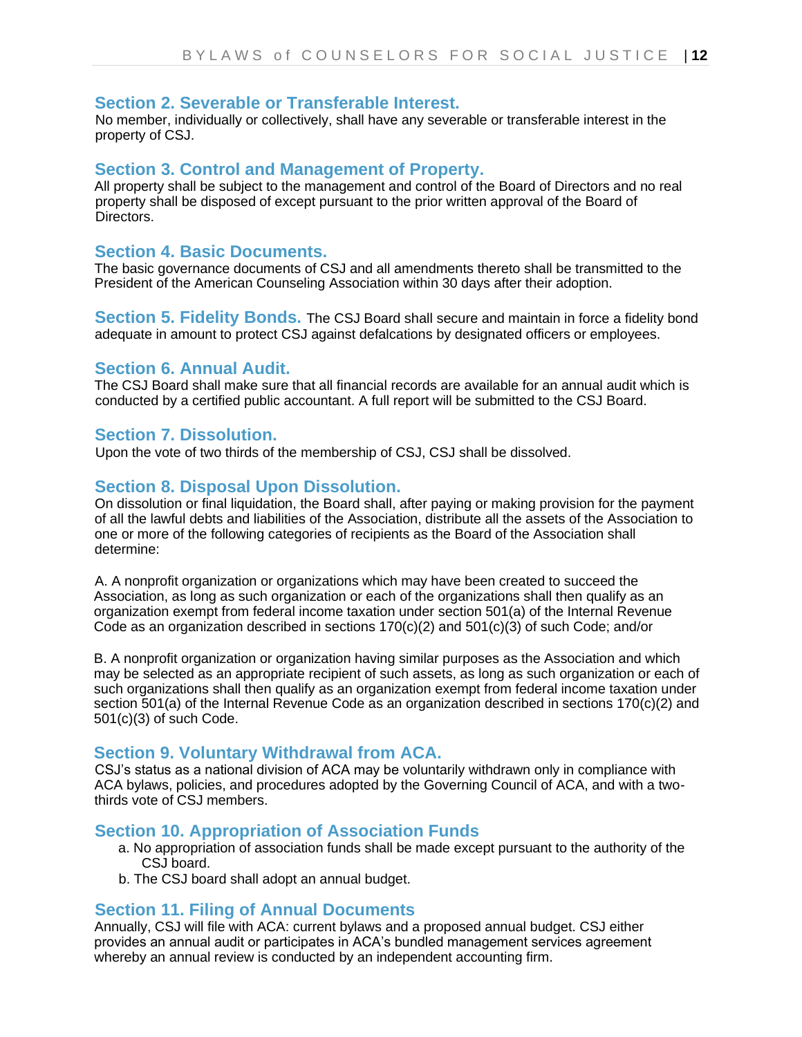## Section 2. Severable or Transferable Interest.

No member, individually or collectively, shall have any severable or transferable interest in the property of CSJ.

## Section 3. Control and Management of Property.

All property shall be subject to the management and control of the Board of Directors and no real property shall be disposed of except pursuant to the prior written approval of the Board of Directors.

## Section 4. Basic Documents.

The basic governance documents of CSJ and all amendments thereto shall be transmitted to the President of the American Counseling Association within 30 days after their adoption.

## Section 5. Fidelity Bonds.

The CSJ Board shall secure and maintain in force a fidelity bond adequate in amount to protect CSJ against defalcations by designated officers or employees.

## Section 6. Annual Audit.

The CSJ Board shall make sure that all financial records are available for an annual audit which is conducted by a certified public accountant. A full report will be submitted to the CSJ Board.

## Section 7. Dissolution.

Upon the vote of two thirds of the membership of CSJ, CSJ shall be dissolved.

## Section 8. Disposal Upon Dissolution.

On dissolution or final liquidation, the Board shall, after paying or making provision for the payment of all the lawful debts and liabilities of the Association, distribute all the assets of the Association to one or more of the following categories of recipients as the Board of the Association shall determine:

A. A nonprofit organization or organizations which may have been created to succeed the Association, as long as such organization or each of the organizations shall then qualify as an organization exempt from federal income taxation under section 501(a) of the Internal Revenue Code as an organization described in sections 170(c)(2) and 501(c)(3) of such Code; and/or

B. A nonprofit organization or organization having similar purposes as the Association and which may be selected as an appropriate recipient of such assets, as long as such organization or each of such organizations shall then qualify as an organization exempt from federal income taxation under section 501(a) of the Internal Revenue Code as an organization described in sections 170(c)(2) and 501(c)(3) of such Code.

## Section 9. Voluntary Withdrawal from ACA.

CSJ's status as a national division of ACA may be voluntarily withdrawn only in compliance with ACA bylaws, policies, and procedures adopted by the Governing Council of ACA, and with a two-thirds vote of CSJ members.

## Section 10. Appropriation of Association Funds

a. No appropriation of association funds shall be made except pursuant to the authority of the CSJ board.
b. The CSJ board shall adopt an annual budget.

## Section 11. Filing of Annual Documents

Annually, CSJ will file with ACA: current bylaws and a proposed annual budget. CSJ either provides an annual audit or participates in ACA's bundled management services agreement whereby an annual review is conducted by an independent accounting firm.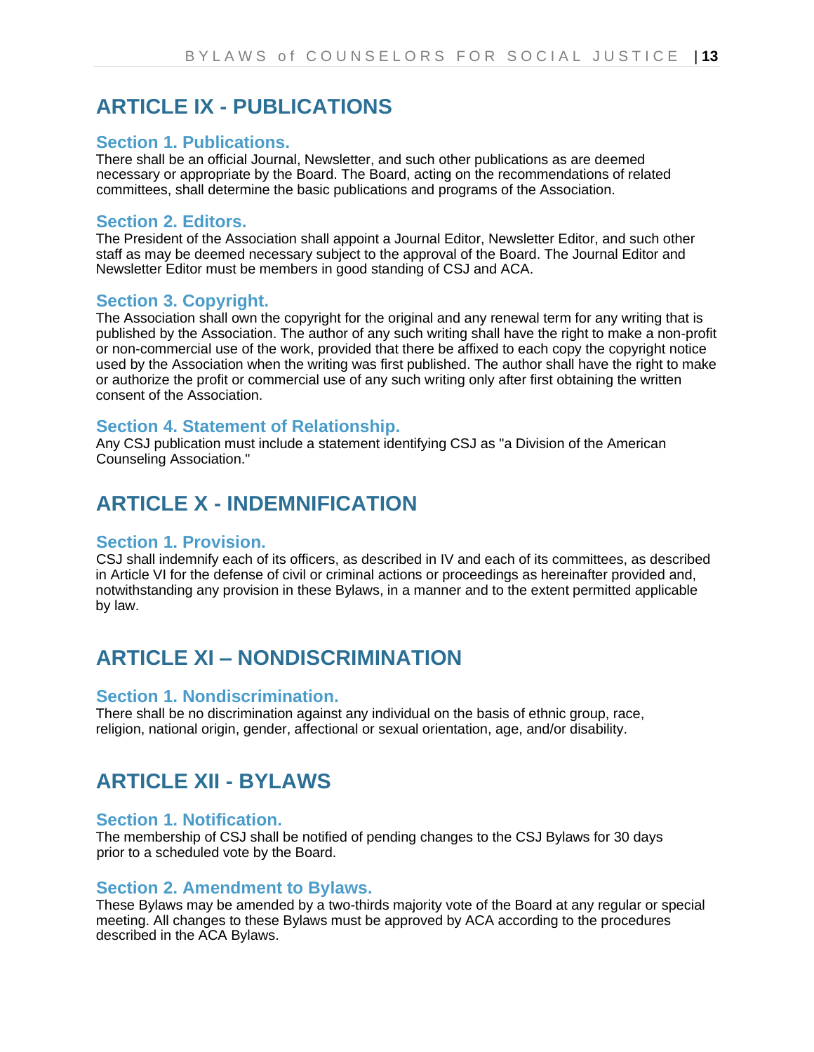## ARTICLE IX - PUBLICATIONS

### Section 1. Publications.

There shall be an official Journal, Newsletter, and such other publications as are deemed necessary or appropriate by the Board. The Board, acting on the recommendations of related committees, shall determine the basic publications and programs of the Association.

### Section 2. Editors.

The President of the Association shall appoint a Journal Editor, Newsletter Editor, and such other staff as may be deemed necessary subject to the approval of the Board. The Journal Editor and Newsletter Editor must be members in good standing of CSJ and ACA.

### Section 3. Copyright.

The Association shall own the copyright for the original and any renewal term for any writing that is published by the Association. The author of any such writing shall have the right to make a non-profit or non-commercial use of the work, provided that there be affixed to each copy the copyright notice used by the Association when the writing was first published. The author shall have the right to make or authorize the profit or commercial use of any such writing only after first obtaining the written consent of the Association.

### Section 4. Statement of Relationship.

Any CSJ publication must include a statement identifying CSJ as "a Division of the American Counseling Association."

## ARTICLE X - INDEMNIFICATION

### Section 1. Provision.

CSJ shall indemnify each of its officers, as described in IV and each of its committees, as described in Article VI for the defense of civil or criminal actions or proceedings as hereinafter provided and, notwithstanding any provision in these Bylaws, in a manner and to the extent permitted applicable by law.

## ARTICLE XI – NONDISCRIMINATION

### Section 1. Nondiscrimination.

There shall be no discrimination against any individual on the basis of ethnic group, race, religion, national origin, gender, affectional or sexual orientation, age, and/or disability.

## ARTICLE XII - BYLAWS

### Section 1. Notification.

The membership of CSJ shall be notified of pending changes to the CSJ Bylaws for 30 days prior to a scheduled vote by the Board.

### Section 2. Amendment to Bylaws.

These Bylaws may be amended by a two-thirds majority vote of the Board at any regular or special meeting. All changes to these Bylaws must be approved by ACA according to the procedures described in the ACA Bylaws.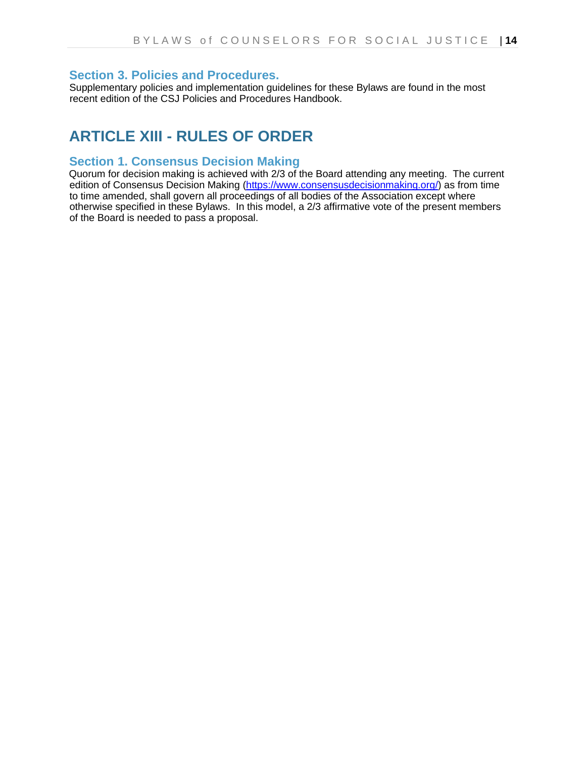### Section 3. Policies and Procedures.

Supplementary policies and implementation guidelines for these Bylaws are found in the most recent edition of the CSJ Policies and Procedures Handbook.

## ARTICLE XIII - RULES OF ORDER

### Section 1. Consensus Decision Making

Quorum for decision making is achieved with 2/3 of the Board attending any meeting. The current edition of Consensus Decision Making (https://www.consensusdecisionmaking.org/) as from time to time amended, shall govern all proceedings of all bodies of the Association except where otherwise specified in these Bylaws. In this model, a 2/3 affirmative vote of the present members of the Board is needed to pass a proposal.